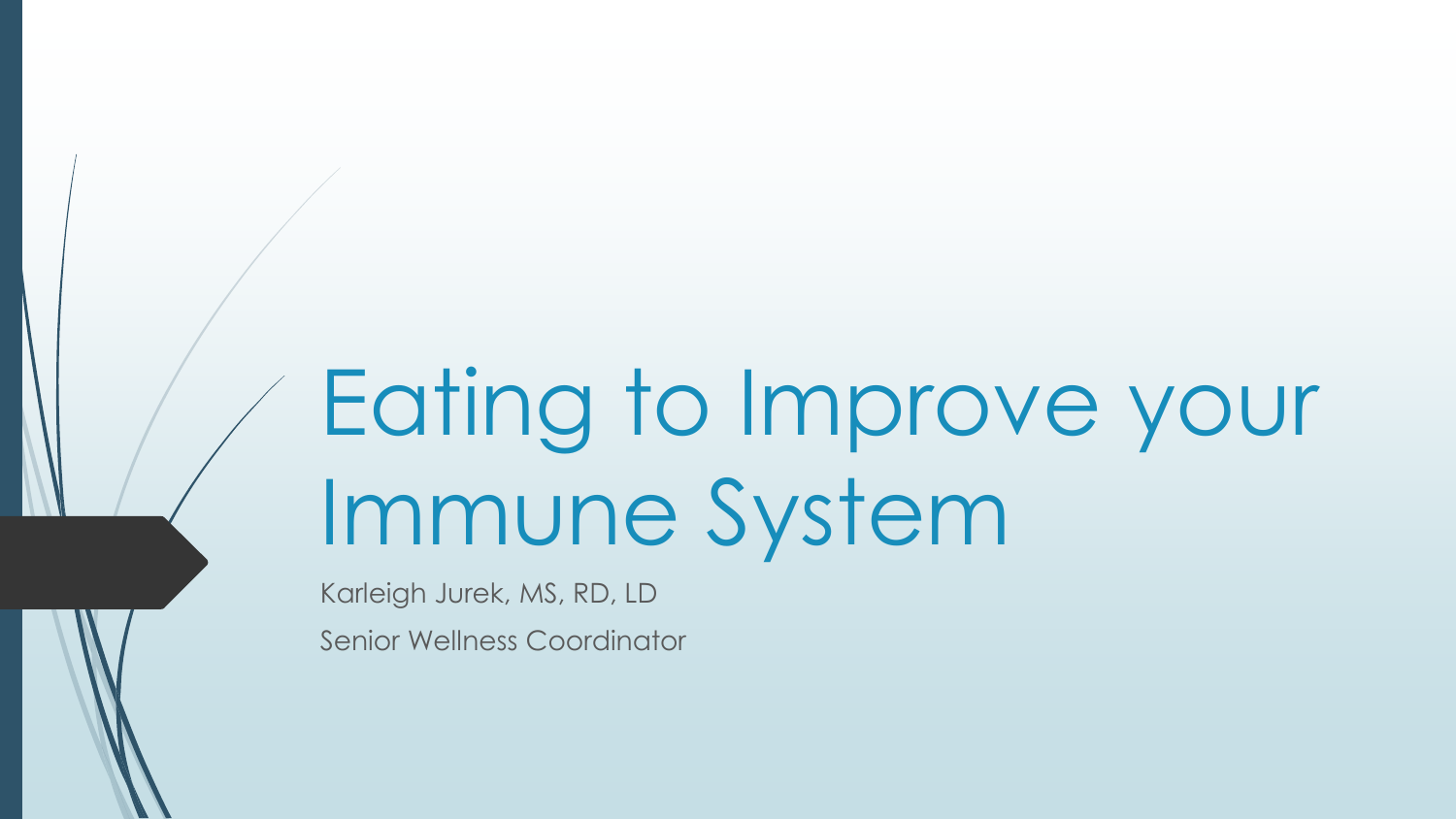# Eating to Improve your Immune System

Karleigh Jurek, MS, RD, LD

Senior Wellness Coordinator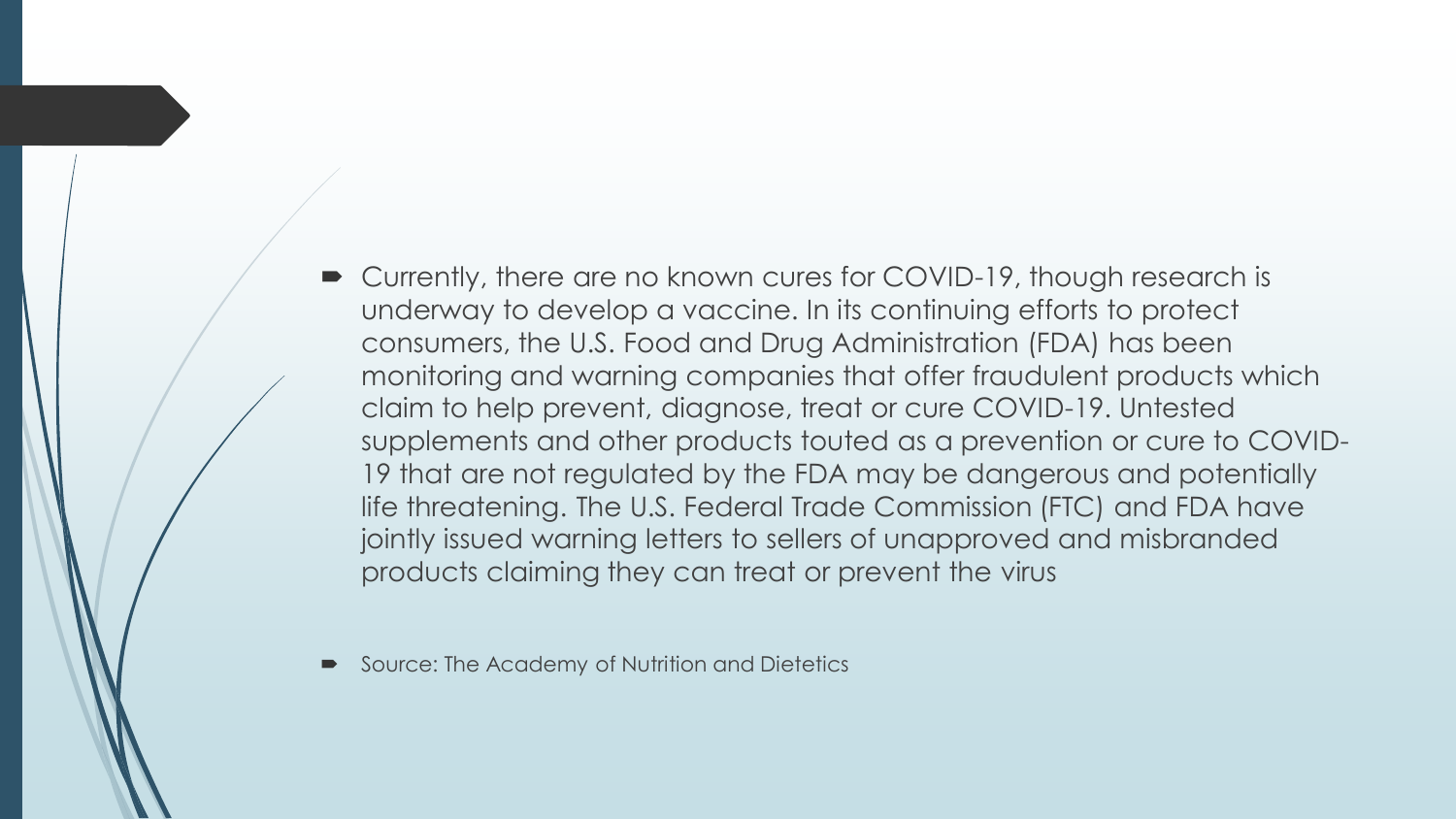- Currently, there are no known cures for COVID-19, though research is underway to develop a vaccine. In its continuing efforts to protect consumers, the U.S. Food and Drug Administration (FDA) has been monitoring and warning companies that offer fraudulent products which claim to help prevent, diagnose, treat or cure COVID-19. Untested supplements and other products touted as a prevention or cure to COVID-19 that are not regulated by the FDA may be dangerous and potentially life threatening. The U.S. Federal Trade Commission (FTC) and FDA have jointly issued warning letters to sellers of unapproved and misbranded products claiming they can treat or prevent the virus

- Source: The Academy of Nutrition and Dietetics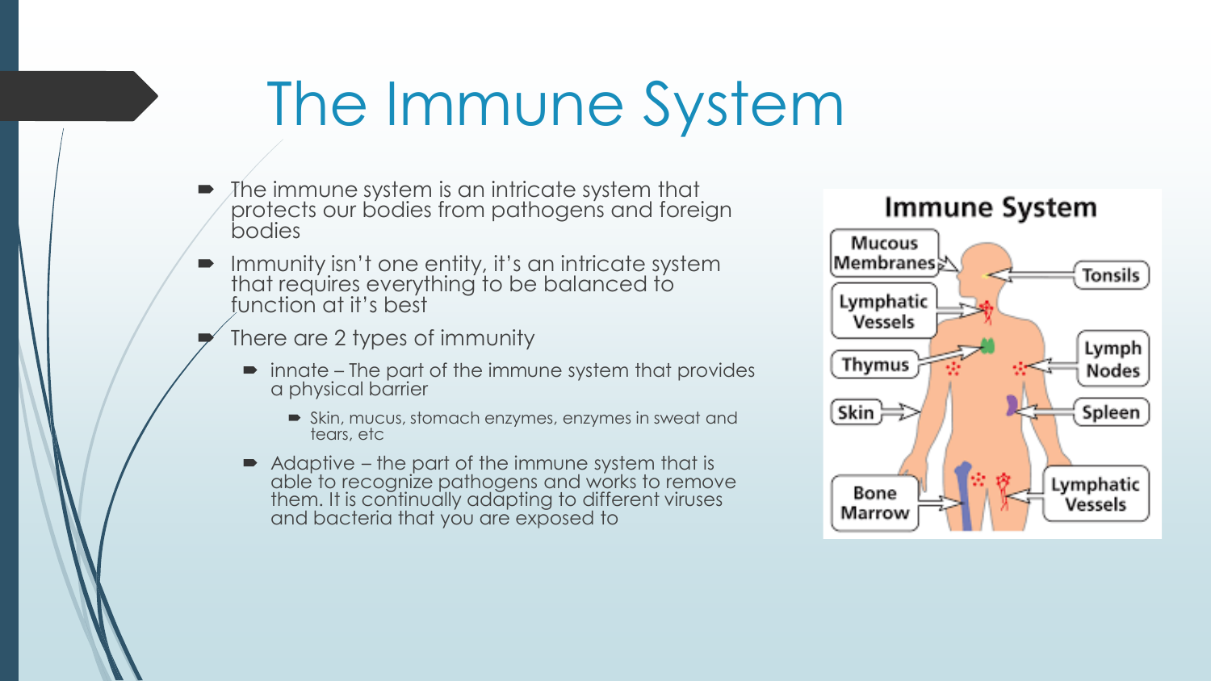# The Immune System

- The immune system is an intricate system that protects our bodies from pathogens and foreign bodies
- Immunity isn't one entity, it's an intricate system that requires everything to be balanced to function at it's best
- There are 2 types of immunity
  - innate – The part of the immune system that provides a physical barrier
    - Skin, mucus, stomach enzymes, enzymes in sweat and tears, etc
  - Adaptive – the part of the immune system that is able to recognize pathogens and works to remove them. It is continually adapting to different viruses and bacteria that you are exposed to

**Immune System**

Mucous Membranes, Tonsils, Lymphatic Vessels, Thymus, Lymph Nodes, Skin, Spleen, Bone Marrow, Lymphatic Vessels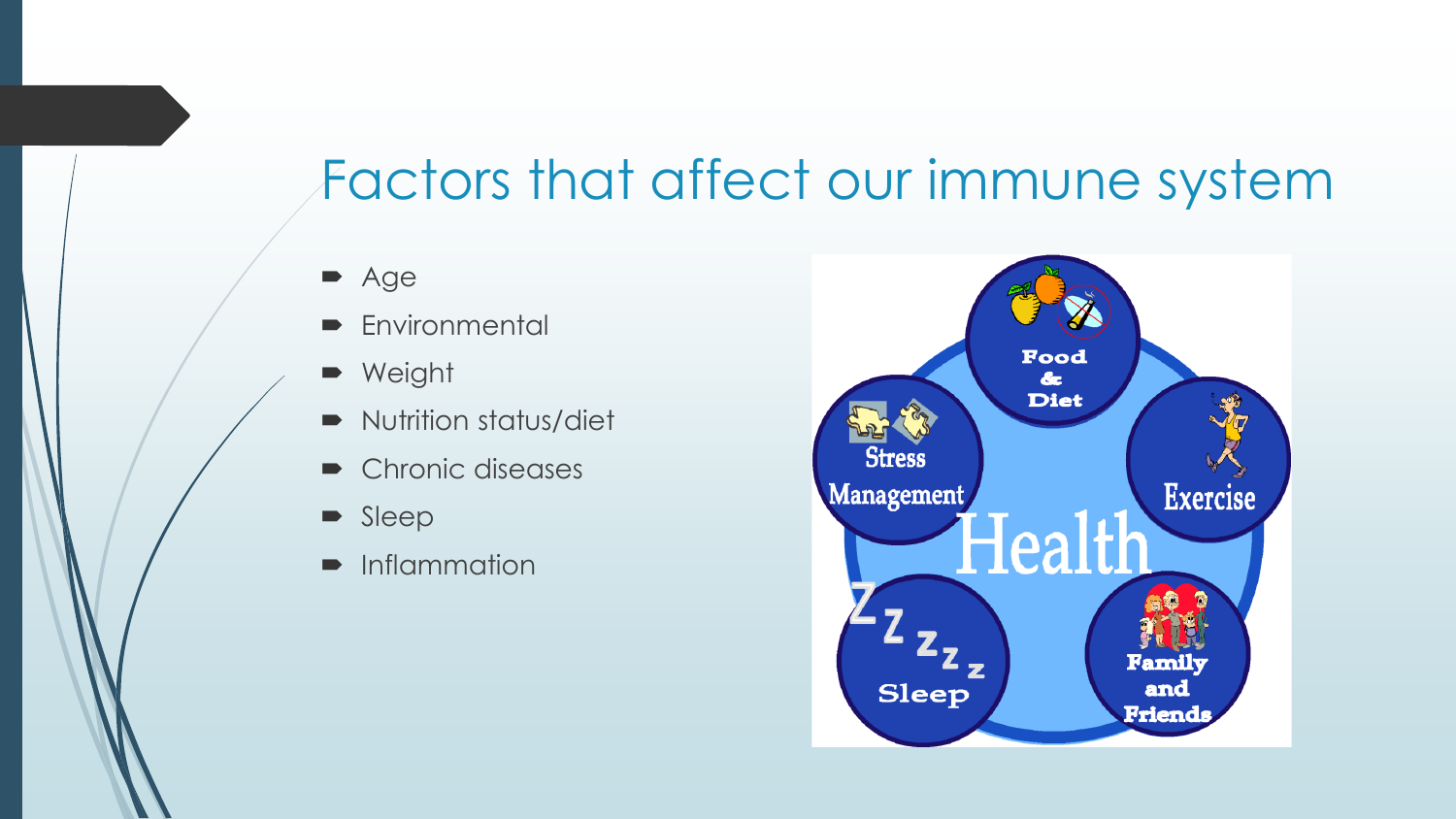# Factors that affect our immune system

- Age
- Environmental
- Weight
- Nutrition status/diet
- Chronic diseases
- Sleep
- Inflammation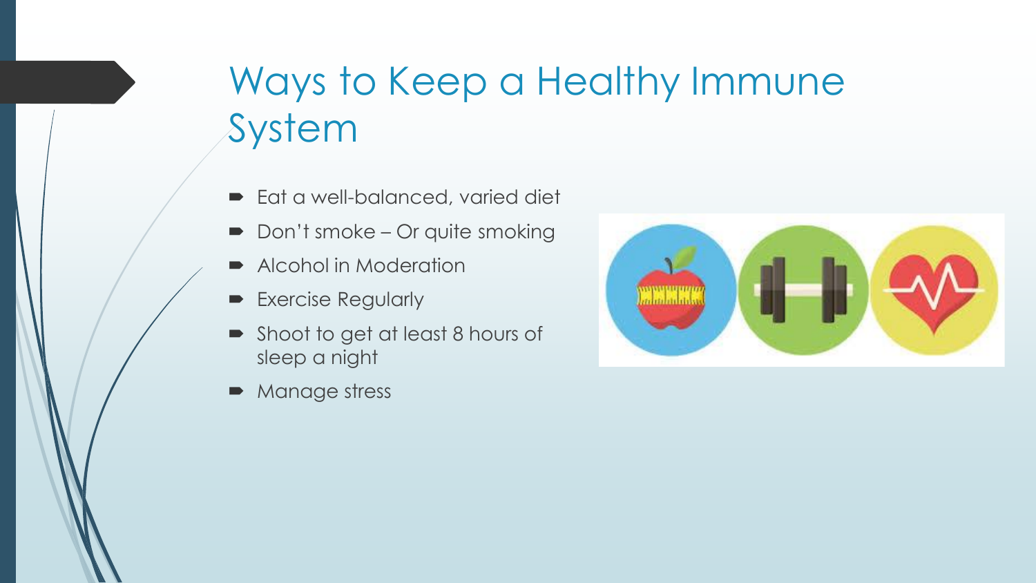# Ways to Keep a Healthy Immune System

- Eat a well-balanced, varied diet
- Don't smoke – Or quite smoking
- Alcohol in Moderation
- Exercise Regularly
- Shoot to get at least 8 hours of sleep a night
- Manage stress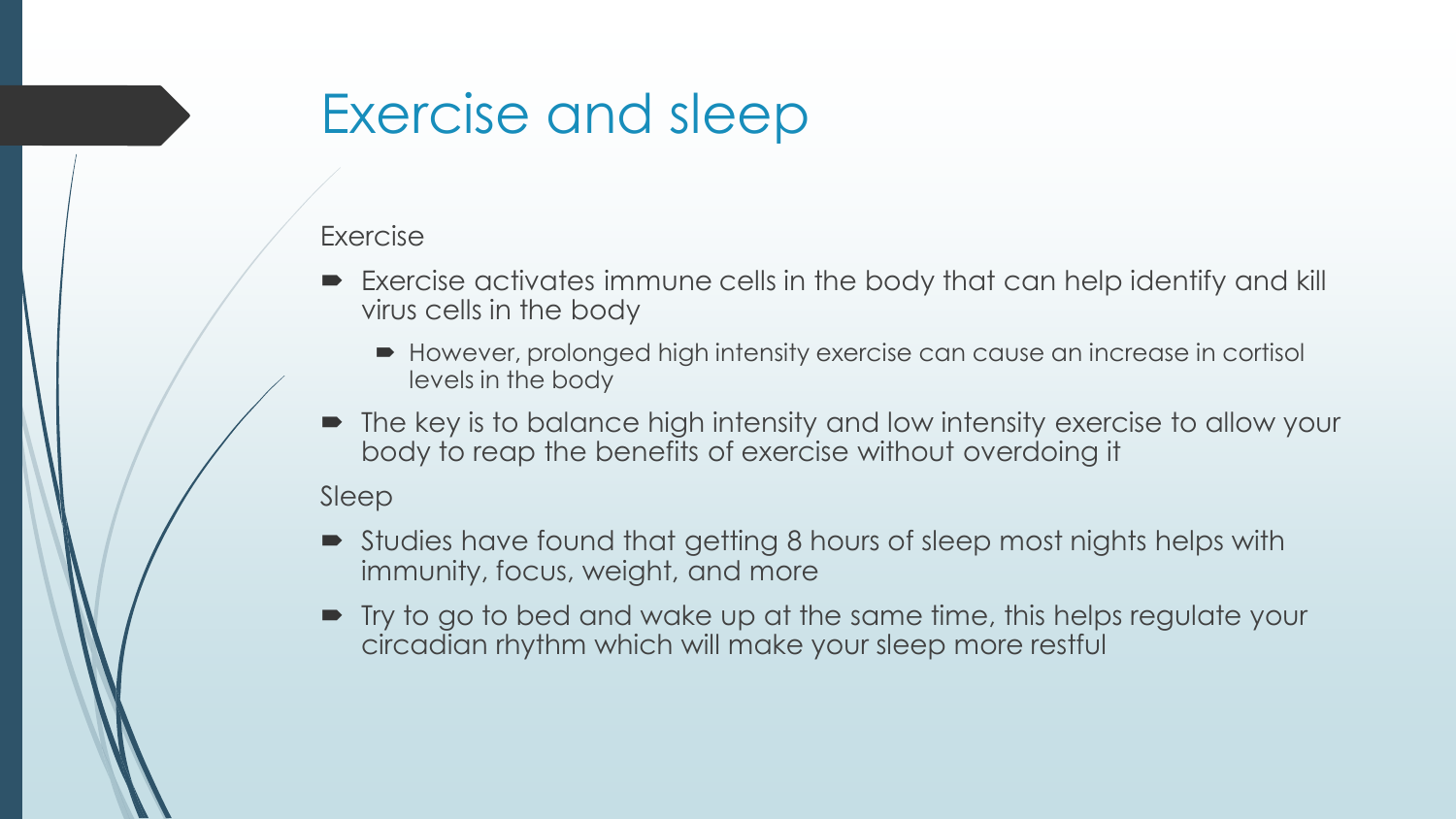# Exercise and sleep

Exercise

- Exercise activates immune cells in the body that can help identify and kill virus cells in the body
  - However, prolonged high intensity exercise can cause an increase in cortisol levels in the body
- The key is to balance high intensity and low intensity exercise to allow your body to reap the benefits of exercise without overdoing it

Sleep

- Studies have found that getting 8 hours of sleep most nights helps with immunity, focus, weight, and more
- Try to go to bed and wake up at the same time, this helps regulate your circadian rhythm which will make your sleep more restful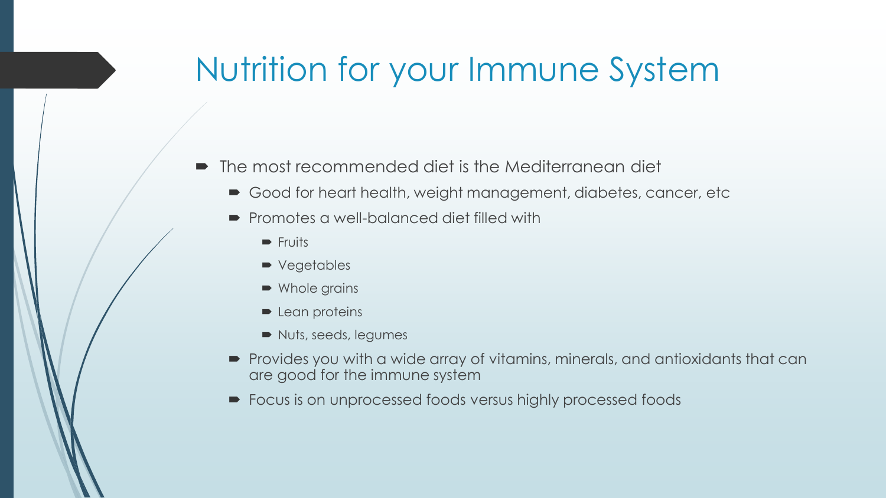# Nutrition for your Immune System

- The most recommended diet is the Mediterranean diet
  - Good for heart health, weight management, diabetes, cancer, etc
  - Promotes a well-balanced diet filled with
    - Fruits
    - Vegetables
    - Whole grains
    - Lean proteins
    - Nuts, seeds, legumes
  - Provides you with a wide array of vitamins, minerals, and antioxidants that can are good for the immune system
  - Focus is on unprocessed foods versus highly processed foods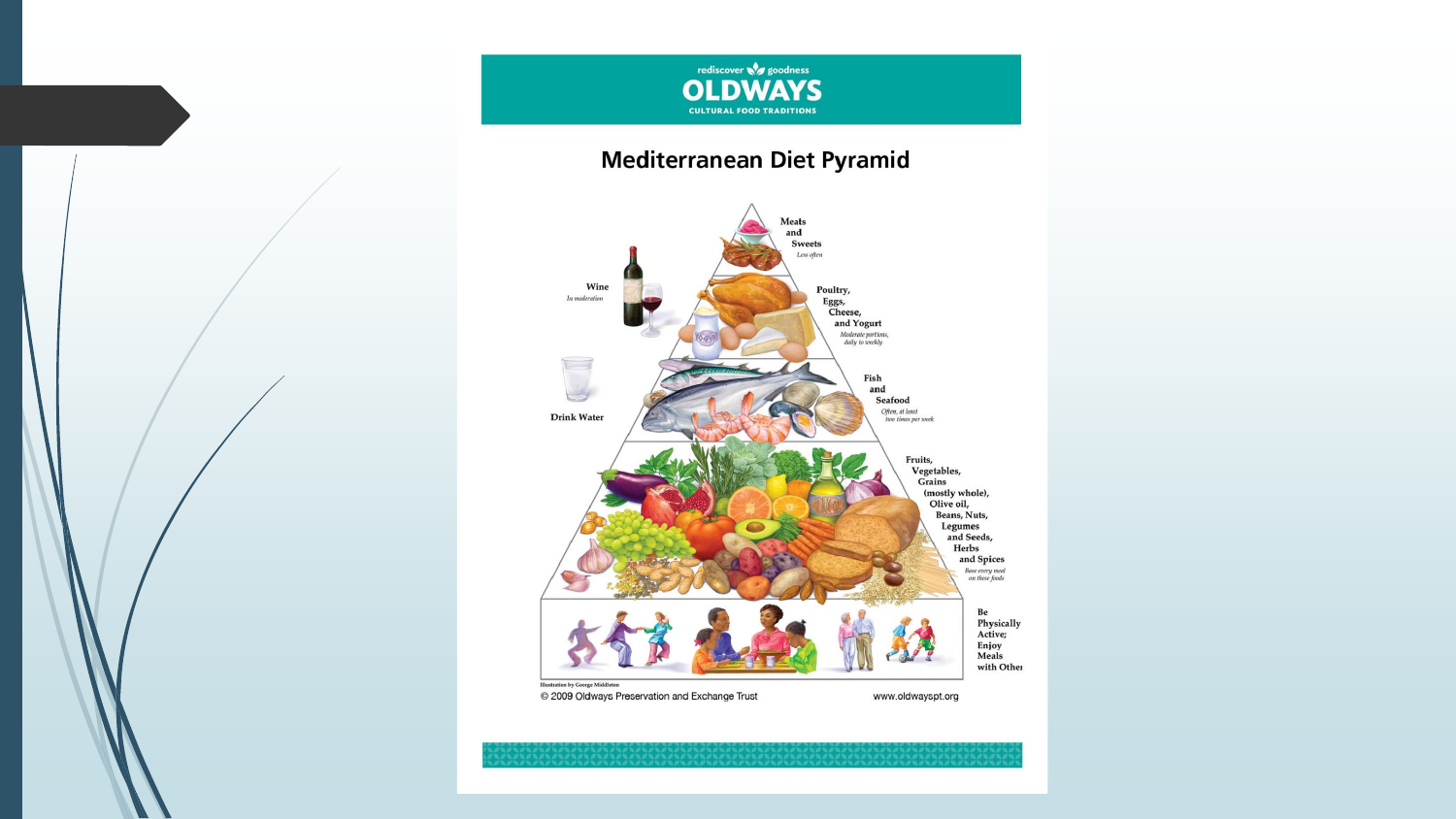rediscover goodness

# OLDWAYS

CULTURAL FOOD TRADITIONS

## Mediterranean Diet Pyramid

**Meats and Sweets**
*Less often*

**Wine**
*In moderation*

**Poultry, Eggs, Cheese, and Yogurt**
*Moderate portions, daily to weekly*

**Drink Water**

**Fish and Seafood**
*Often, at least two times per week*

**Fruits, Vegetables, Grains (mostly whole), Olive oil, Beans, Nuts, Legumes and Seeds, Herbs and Spices**
*Base every meal on these foods*

**Be Physically Active; Enjoy Meals with Others**

Illustration by George Middleton

© 2009 Oldways Preservation and Exchange Trust

www.oldwayspt.org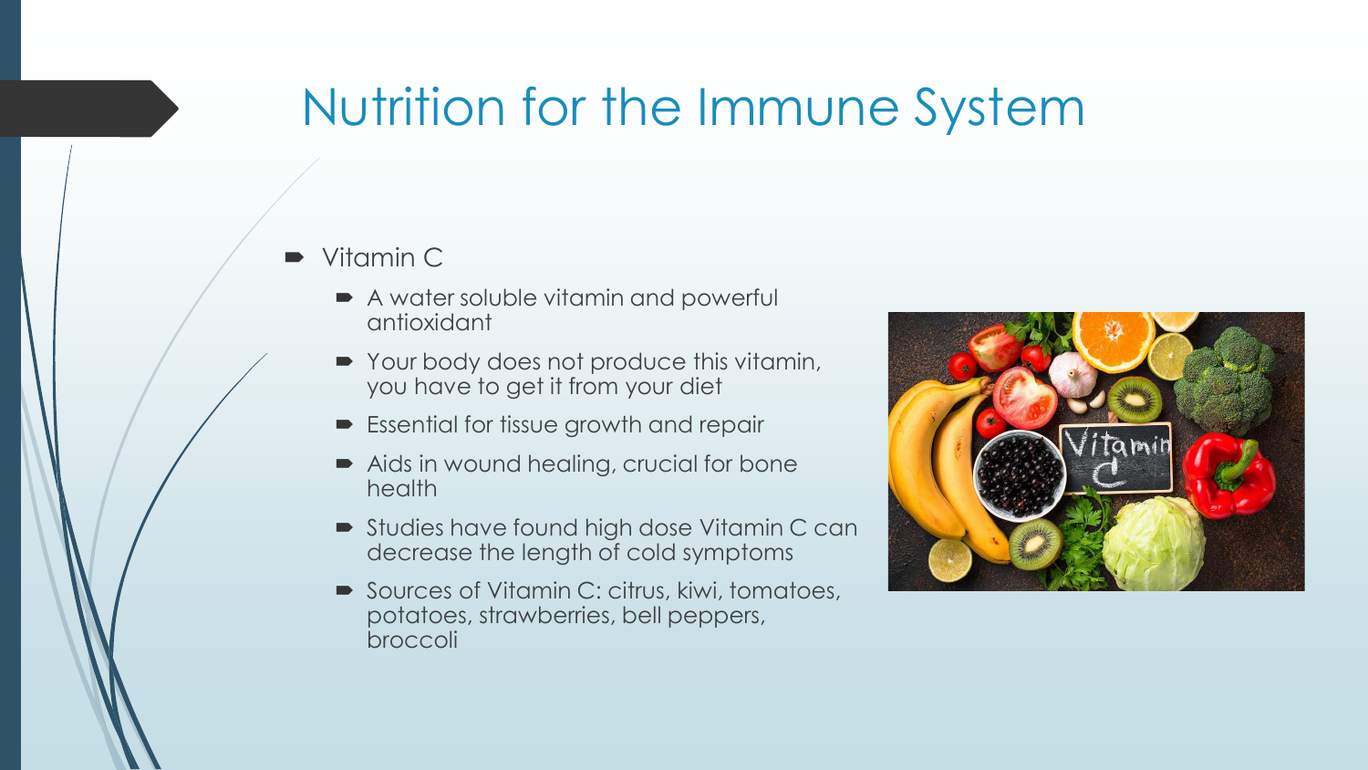# Nutrition for the Immune System

- Vitamin C
  - A water soluble vitamin and powerful antioxidant
  - Your body does not produce this vitamin, you have to get it from your diet
  - Essential for tissue growth and repair
  - Aids in wound healing, crucial for bone health
  - Studies have found high dose Vitamin C can decrease the length of cold symptoms
  - Sources of Vitamin C: citrus, kiwi, tomatoes, potatoes, strawberries, bell peppers, broccoli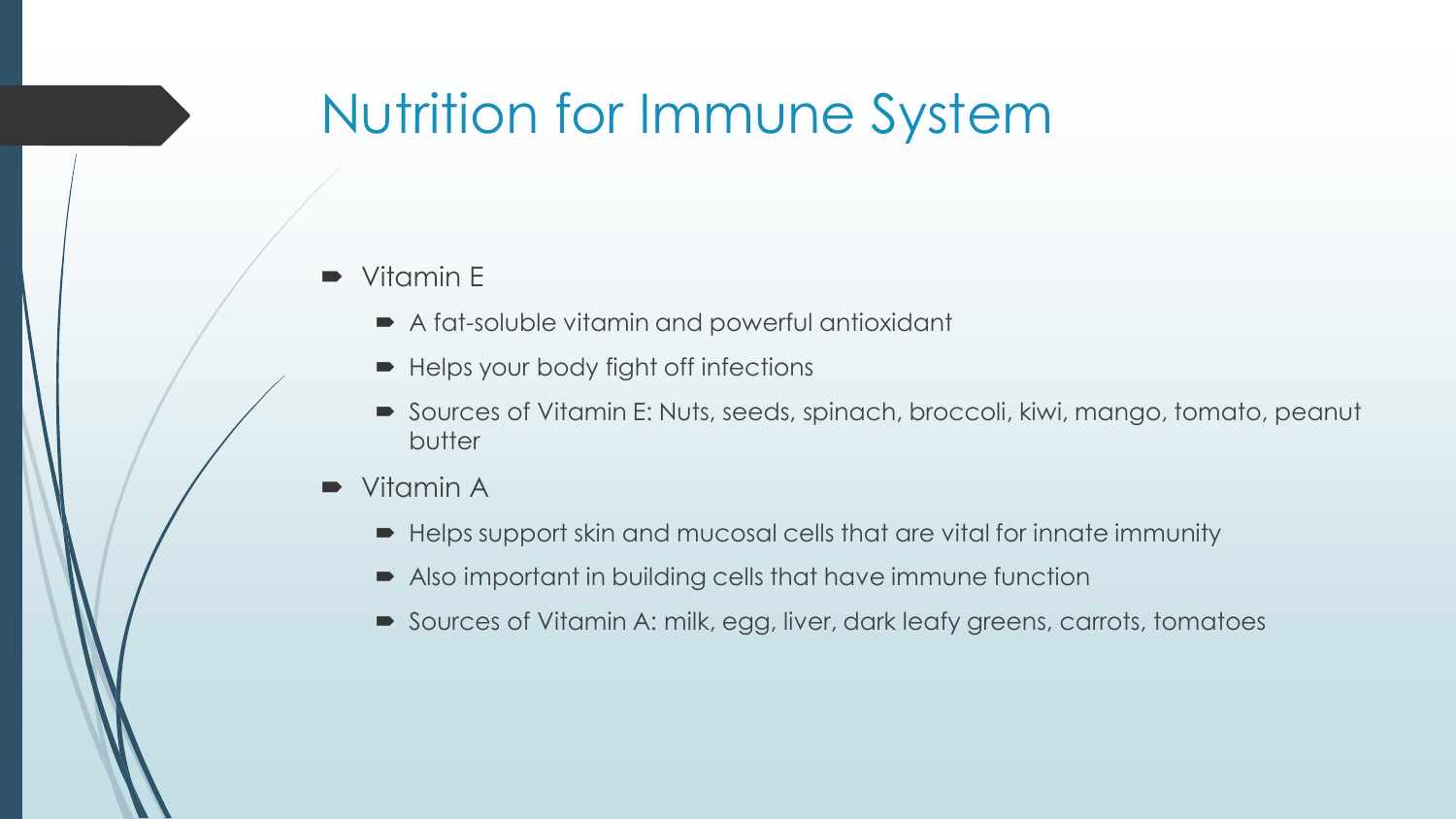# Nutrition for Immune System

- Vitamin E
  - A fat-soluble vitamin and powerful antioxidant
  - Helps your body fight off infections
  - Sources of Vitamin E: Nuts, seeds, spinach, broccoli, kiwi, mango, tomato, peanut butter
- Vitamin A
  - Helps support skin and mucosal cells that are vital for innate immunity
  - Also important in building cells that have immune function
  - Sources of Vitamin A: milk, egg, liver, dark leafy greens, carrots, tomatoes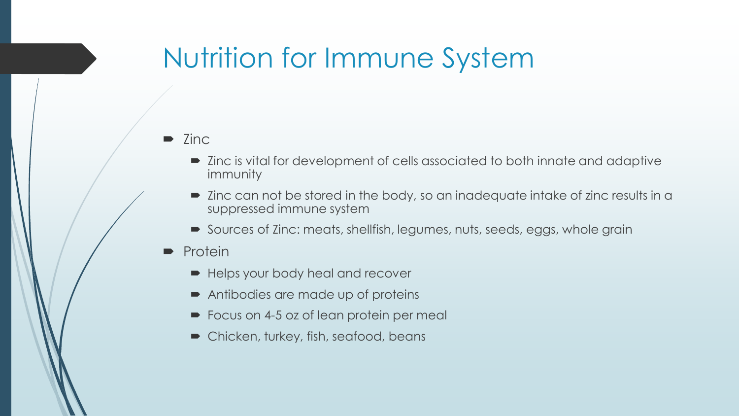# Nutrition for Immune System

- Zinc
  - Zinc is vital for development of cells associated to both innate and adaptive immunity
  - Zinc can not be stored in the body, so an inadequate intake of zinc results in a suppressed immune system
  - Sources of Zinc: meats, shellfish, legumes, nuts, seeds, eggs, whole grain
- Protein
  - Helps your body heal and recover
  - Antibodies are made up of proteins
  - Focus on 4-5 oz of lean protein per meal
  - Chicken, turkey, fish, seafood, beans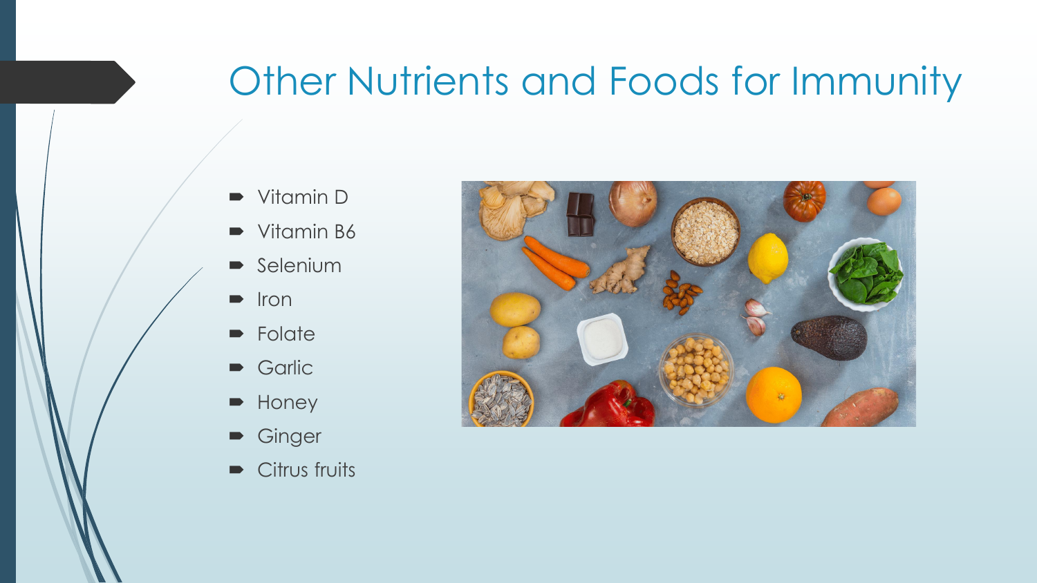# Other Nutrients and Foods for Immunity

- Vitamin D
- Vitamin B6
- Selenium
- Iron
- Folate
- Garlic
- Honey
- Ginger
- Citrus fruits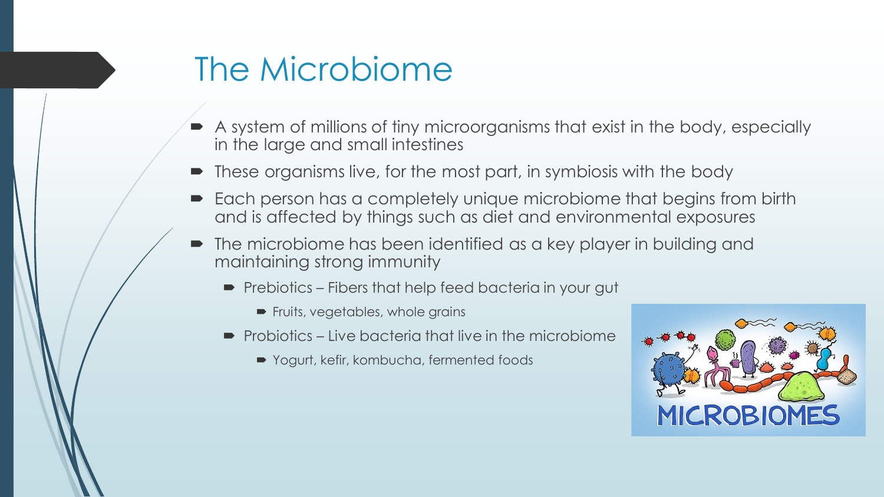# The Microbiome

- A system of millions of tiny microorganisms that exist in the body, especially in the large and small intestines
- These organisms live, for the most part, in symbiosis with the body
- Each person has a completely unique microbiome that begins from birth and is affected by things such as diet and environmental exposures
- The microbiome has been identified as a key player in building and maintaining strong immunity
  - Prebiotics – Fibers that help feed bacteria in your gut
    - Fruits, vegetables, whole grains
  - Probiotics – Live bacteria that live in the microbiome
    - Yogurt, kefir, kombucha, fermented foods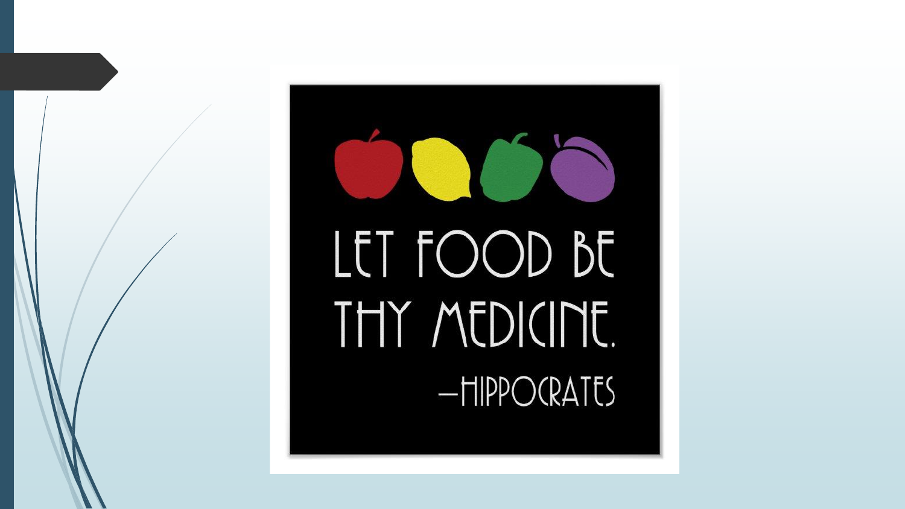LET FOOD BE THY MEDICINE.

—HIPPOCRATES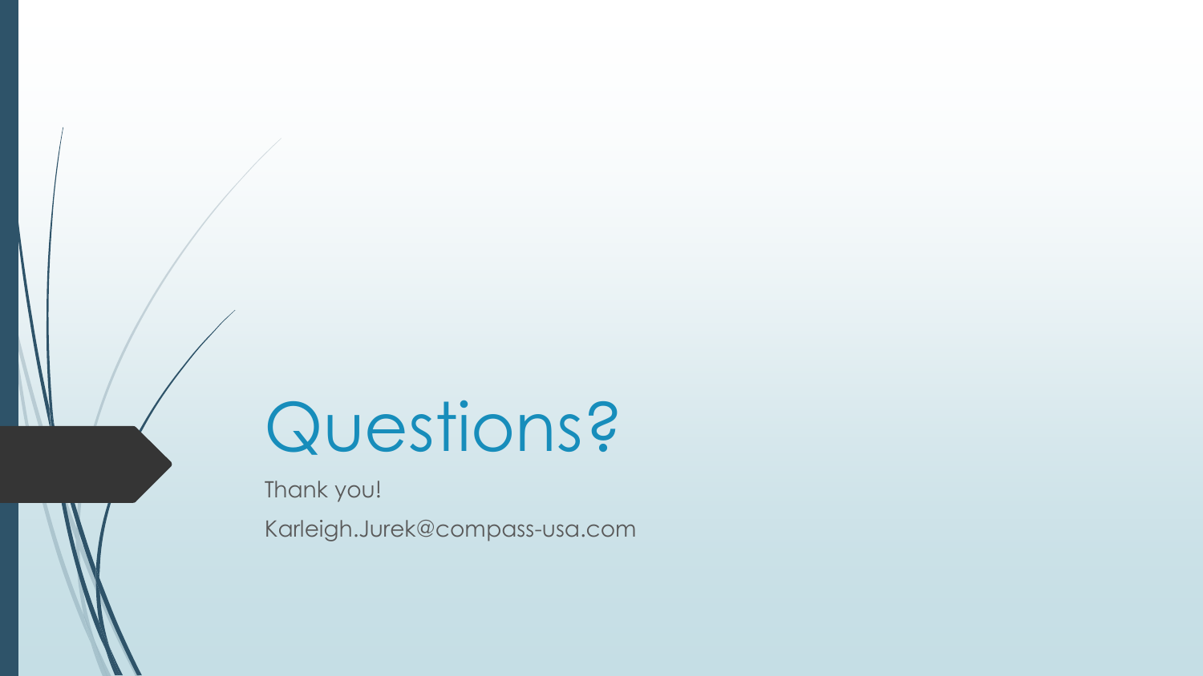# Questions?

Thank you!

Karleigh.Jurek@compass-usa.com